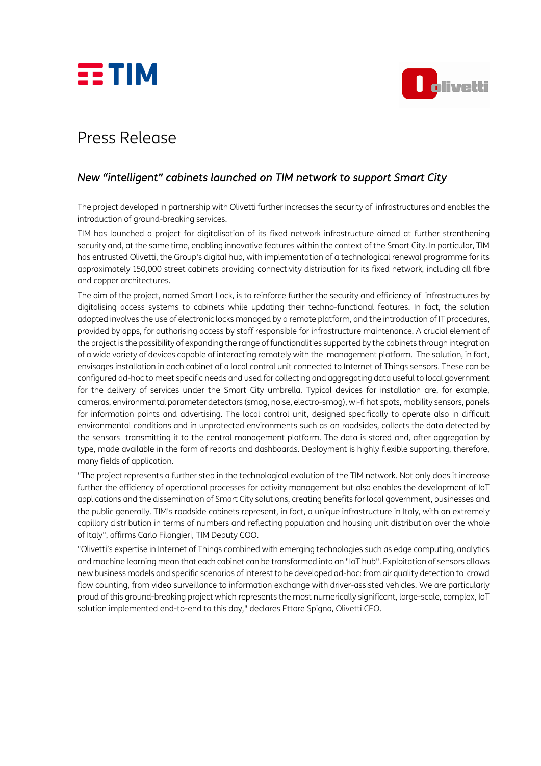# Press Release

## *New "intelligent" cabinets launched on TIM network to support Smart City*

The project developed in partnership with Olivetti further increases the security of infrastructures and enables the introduction of ground-breaking services.

TIM has launched a project for digitalisation of its fixed network infrastructure aimed at further strenthening security and, at the same time, enabling innovative features within the context of the Smart City. In particular, TIM has entrusted Olivetti, the Group's digital hub, with implementation of a technological renewal programme for its approximately 150,000 street cabinets providing connectivity distribution for its fixed network, including all fibre and copper architectures.

The aim of the project, named Smart Lock, is to reinforce further the security and efficiency of infrastructures by digitalising access systems to cabinets while updating their techno-functional features. In fact, the solution adopted involves the use of electronic locks managed by a remote platform, and the introduction of IT procedures, provided by apps, for authorising access by staff responsible for infrastructure maintenance. A crucial element of the project is the possibility of expanding the range of functionalities supported by the cabinets through integration of a wide variety of devices capable of interacting remotely with the management platform. The solution, in fact, envisages installation in each cabinet of a local control unit connected to Internet of Things sensors. These can be configured ad-hoc to meet specific needs and used for collecting and aggregating data useful to local government for the delivery of services under the Smart City umbrella. Typical devices for installation are, for example, cameras, environmental parameter detectors (smog, noise, electro-smog), wi-fi hot spots, mobility sensors, panels for information points and advertising. The local control unit, designed specifically to operate also in difficult environmental conditions and in unprotected environments such as on roadsides, collects the data detected by the sensors transmitting it to the central management platform. The data is stored and, after aggregation by type, made available in the form of reports and dashboards. Deployment is highly flexible supporting, therefore, many fields of application.

"The project represents a further step in the technological evolution of the TIM network. Not only does it increase further the efficiency of operational processes for activity management but also enables the development of IoT applications and the dissemination of Smart City solutions, creating benefits for local government, businesses and the public generally. TIM's roadside cabinets represent, in fact, a unique infrastructure in Italy, with an extremely capillary distribution in terms of numbers and reflecting population and housing unit distribution over the whole of Italy", affirms Carlo Filangieri, TIM Deputy COO.

"Olivetti's expertise in Internet of Things combined with emerging technologies such as edge computing, analytics and machine learning mean that each cabinet can be transformed into an "IoT hub". Exploitation of sensors allows new business models and specific scenarios of interest to be developed ad-hoc: from air quality detection to crowd flow counting, from video surveillance to information exchange with driver-assisted vehicles. We are particularly proud of this ground-breaking project which represents the most numerically significant, large-scale, complex, IoT solution implemented end-to-end to this day," declares Ettore Spigno, Olivetti CEO.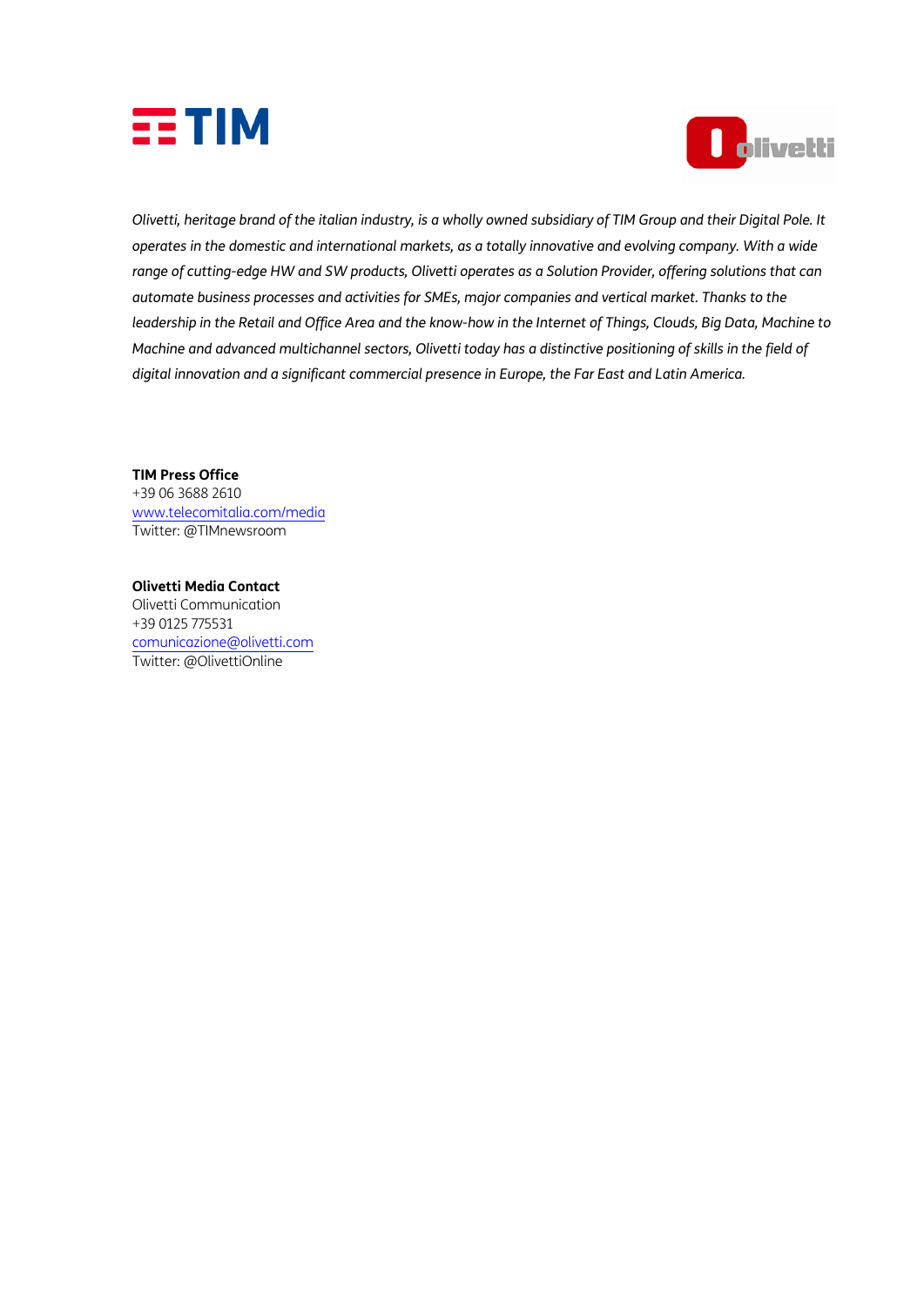*Olivetti, heritage brand of the italian industry, is a wholly owned subsidiary of TIM Group and their Digital Pole. It operates in the domestic and international markets, as a totally innovative and evolving company. With a wide range of cutting-edge HW and SW products, Olivetti operates as a Solution Provider, offering solutions that can automate business processes and activities for SMEs, major companies and vertical market. Thanks to the leadership in the Retail and Office Area and the know-how in the Internet of Things, Clouds, Big Data, Machine to Machine and advanced multichannel sectors, Olivetti today has a distinctive positioning of skills in the field of digital innovation and a significant commercial presence in Europe, the Far East and Latin America.*

**TIM Press Office**
+39 06 3688 2610
www.telecomitalia.com/media
Twitter: @TIMnewsroom

**Olivetti Media Contact**
Olivetti Communication
+39 0125 775531
comunicazione@olivetti.com
Twitter: @OlivettiOnline